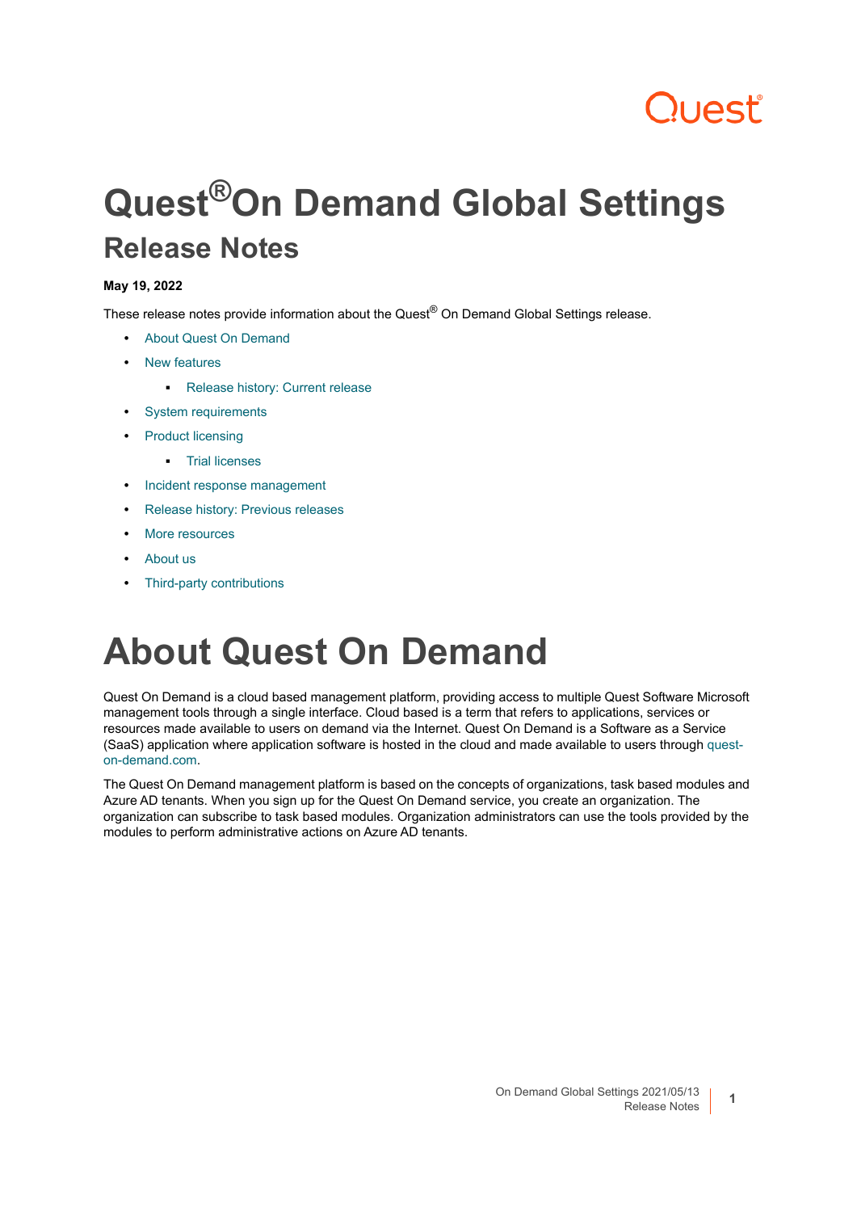# Quest® On Demand Global Settings

## Release Notes

**May 19, 2022**

These release notes provide information about the Quest® On Demand Global Settings release.

- About Quest On Demand
- New features
  - Release history: Current release
- System requirements
- Product licensing
  - Trial licenses
- Incident response management
- Release history: Previous releases
- More resources
- About us
- Third-party contributions

# About Quest On Demand

Quest On Demand is a cloud based management platform, providing access to multiple Quest Software Microsoft management tools through a single interface. Cloud based is a term that refers to applications, services or resources made available to users on demand via the Internet. Quest On Demand is a Software as a Service (SaaS) application where application software is hosted in the cloud and made available to users through quest-on-demand.com.

The Quest On Demand management platform is based on the concepts of organizations, task based modules and Azure AD tenants. When you sign up for the Quest On Demand service, you create an organization. The organization can subscribe to task based modules. Organization administrators can use the tools provided by the modules to perform administrative actions on Azure AD tenants.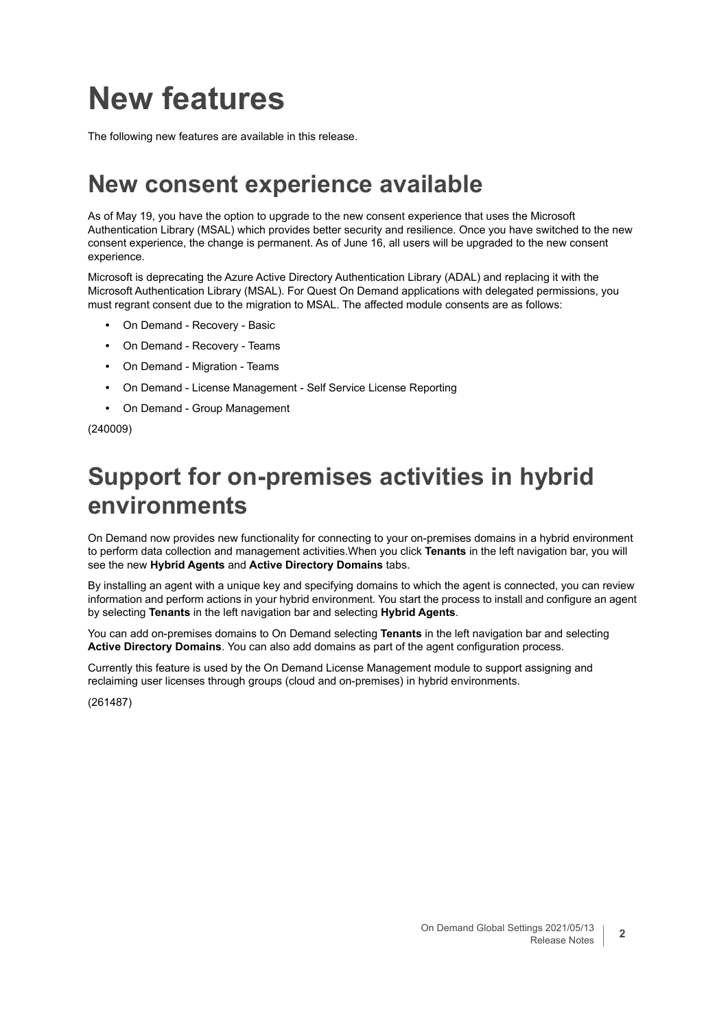# New features

The following new features are available in this release.

## New consent experience available

As of May 19, you have the option to upgrade to the new consent experience that uses the Microsoft Authentication Library (MSAL) which provides better security and resilience. Once you have switched to the new consent experience, the change is permanent. As of June 16, all users will be upgraded to the new consent experience.

Microsoft is deprecating the Azure Active Directory Authentication Library (ADAL) and replacing it with the Microsoft Authentication Library (MSAL). For Quest On Demand applications with delegated permissions, you must regrant consent due to the migration to MSAL. The affected module consents are as follows:

- On Demand - Recovery - Basic
- On Demand - Recovery - Teams
- On Demand - Migration - Teams
- On Demand - License Management - Self Service License Reporting
- On Demand - Group Management

(240009)

## Support for on-premises activities in hybrid environments

On Demand now provides new functionality for connecting to your on-premises domains in a hybrid environment to perform data collection and management activities.When you click **Tenants** in the left navigation bar, you will see the new **Hybrid Agents** and **Active Directory Domains** tabs.

By installing an agent with a unique key and specifying domains to which the agent is connected, you can review information and perform actions in your hybrid environment. You start the process to install and configure an agent by selecting **Tenants** in the left navigation bar and selecting **Hybrid Agents**.

You can add on-premises domains to On Demand selecting **Tenants** in the left navigation bar and selecting **Active Directory Domains**. You can also add domains as part of the agent configuration process.

Currently this feature is used by the On Demand License Management module to support assigning and reclaiming user licenses through groups (cloud and on-premises) in hybrid environments.

(261487)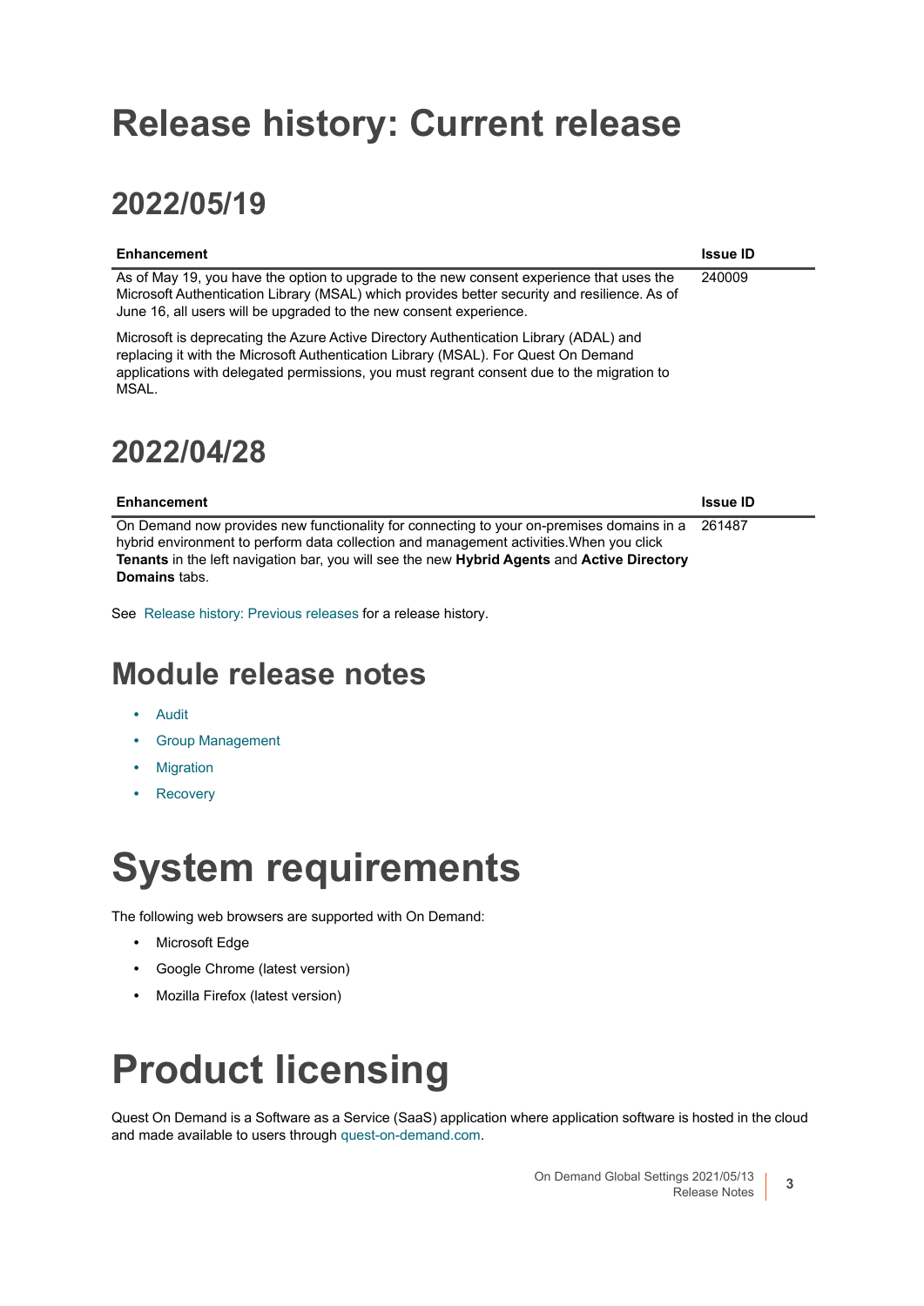# Release history: Current release

## 2022/05/19

| Enhancement | Issue ID |
|---|---|
| As of May 19, you have the option to upgrade to the new consent experience that uses the Microsoft Authentication Library (MSAL) which provides better security and resilience. As of June 16, all users will be upgraded to the new consent experience.<br><br>Microsoft is deprecating the Azure Active Directory Authentication Library (ADAL) and replacing it with the Microsoft Authentication Library (MSAL). For Quest On Demand applications with delegated permissions, you must regrant consent due to the migration to MSAL. | 240009 |

## 2022/04/28

| Enhancement | Issue ID |
|---|---|
| On Demand now provides new functionality for connecting to your on-premises domains in a hybrid environment to perform data collection and management activities.When you click **Tenants** in the left navigation bar, you will see the new **Hybrid Agents** and **Active Directory Domains** tabs. | 261487 |

See Release history: Previous releases for a release history.

## Module release notes

- Audit
- Group Management
- Migration
- Recovery

# System requirements

The following web browsers are supported with On Demand:

- Microsoft Edge
- Google Chrome (latest version)
- Mozilla Firefox (latest version)

# Product licensing

Quest On Demand is a Software as a Service (SaaS) application where application software is hosted in the cloud and made available to users through quest-on-demand.com.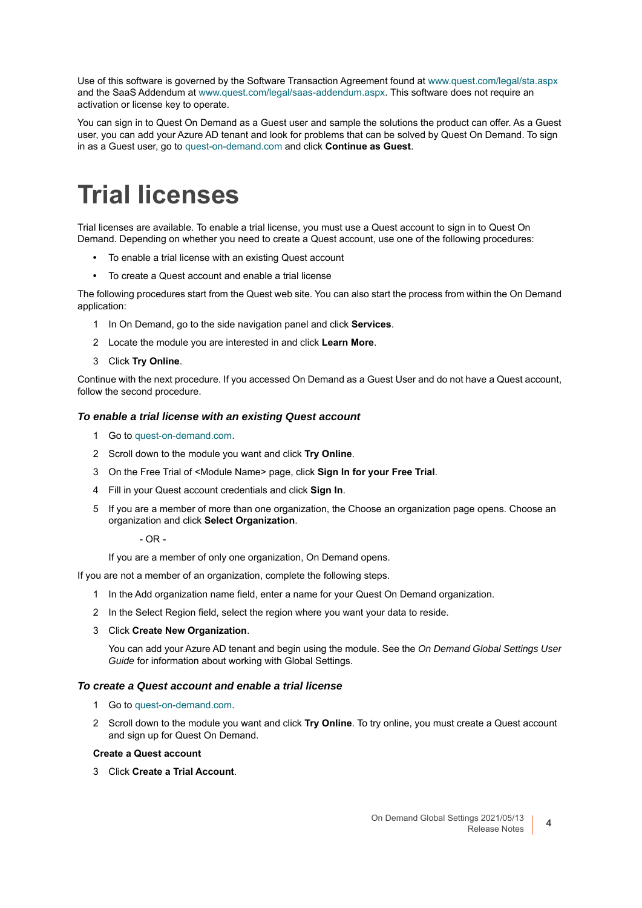Use of this software is governed by the Software Transaction Agreement found at www.quest.com/legal/sta.aspx and the SaaS Addendum at www.quest.com/legal/saas-addendum.aspx. This software does not require an activation or license key to operate.

You can sign in to Quest On Demand as a Guest user and sample the solutions the product can offer. As a Guest user, you can add your Azure AD tenant and look for problems that can be solved by Quest On Demand. To sign in as a Guest user, go to quest-on-demand.com and click **Continue as Guest**.

# Trial licenses

Trial licenses are available. To enable a trial license, you must use a Quest account to sign in to Quest On Demand. Depending on whether you need to create a Quest account, use one of the following procedures:

- To enable a trial license with an existing Quest account
- To create a Quest account and enable a trial license

The following procedures start from the Quest web site. You can also start the process from within the On Demand application:

1. In On Demand, go to the side navigation panel and click **Services**.
2. Locate the module you are interested in and click **Learn More**.
3. Click **Try Online**.

Continue with the next procedure. If you accessed On Demand as a Guest User and do not have a Quest account, follow the second procedure.

### *To enable a trial license with an existing Quest account*

1. Go to quest-on-demand.com.
2. Scroll down to the module you want and click **Try Online**.
3. On the Free Trial of <Module Name> page, click **Sign In for your Free Trial**.
4. Fill in your Quest account credentials and click **Sign In**.
5. If you are a member of more than one organization, the Choose an organization page opens. Choose an organization and click **Select Organization**.

   - OR -

   If you are a member of only one organization, On Demand opens.

If you are not a member of an organization, complete the following steps.

1. In the Add organization name field, enter a name for your Quest On Demand organization.
2. In the Select Region field, select the region where you want your data to reside.
3. Click **Create New Organization**.

   You can add your Azure AD tenant and begin using the module. See the *On Demand Global Settings User Guide* for information about working with Global Settings.

### *To create a Quest account and enable a trial license*

1. Go to quest-on-demand.com.
2. Scroll down to the module you want and click **Try Online**. To try online, you must create a Quest account and sign up for Quest On Demand.

**Create a Quest account**

3. Click **Create a Trial Account**.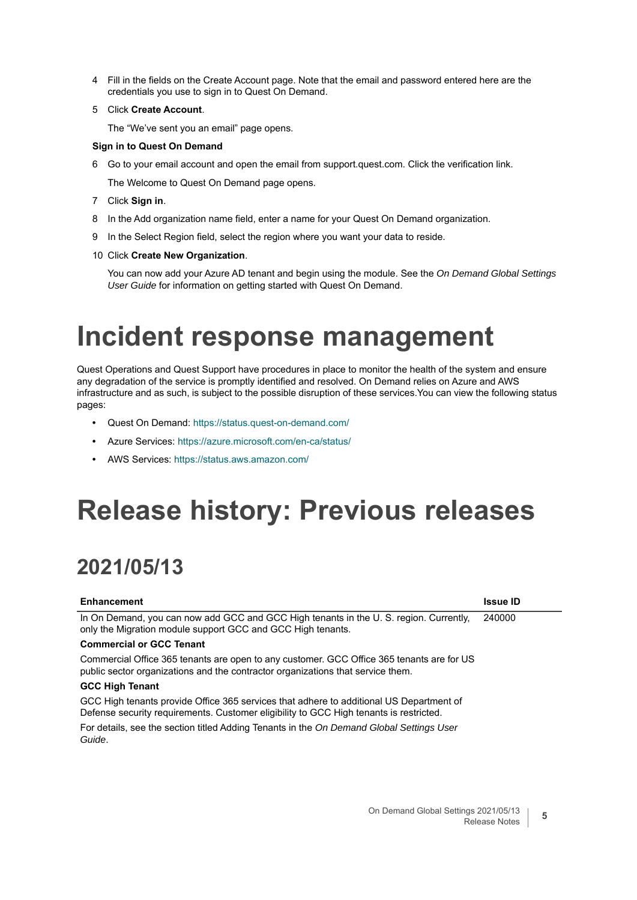4 Fill in the fields on the Create Account page. Note that the email and password entered here are the credentials you use to sign in to Quest On Demand.

5 Click **Create Account**.

   The "We've sent you an email" page opens.

**Sign in to Quest On Demand**

6 Go to your email account and open the email from support.quest.com. Click the verification link.

   The Welcome to Quest On Demand page opens.

7 Click **Sign in**.

8 In the Add organization name field, enter a name for your Quest On Demand organization.

9 In the Select Region field, select the region where you want your data to reside.

10 Click **Create New Organization**.

   You can now add your Azure AD tenant and begin using the module. See the *On Demand Global Settings User Guide* for information on getting started with Quest On Demand.

# Incident response management

Quest Operations and Quest Support have procedures in place to monitor the health of the system and ensure any degradation of the service is promptly identified and resolved. On Demand relies on Azure and AWS infrastructure and as such, is subject to the possible disruption of these services.You can view the following status pages:

- Quest On Demand: https://status.quest-on-demand.com/
- Azure Services: https://azure.microsoft.com/en-ca/status/
- AWS Services: https://status.aws.amazon.com/

# Release history: Previous releases

## 2021/05/13

| Enhancement | Issue ID |
|---|---|
| In On Demand, you can now add GCC and GCC High tenants in the U. S. region. Currently, only the Migration module support GCC and GCC High tenants.<br>**Commercial or GCC Tenant**<br>Commercial Office 365 tenants are open to any customer. GCC Office 365 tenants are for US public sector organizations and the contractor organizations that service them.<br>**GCC High Tenant**<br>GCC High tenants provide Office 365 services that adhere to additional US Department of Defense security requirements. Customer eligibility to GCC High tenants is restricted.<br>For details, see the section titled Adding Tenants in the *On Demand Global Settings User Guide*. | 240000 |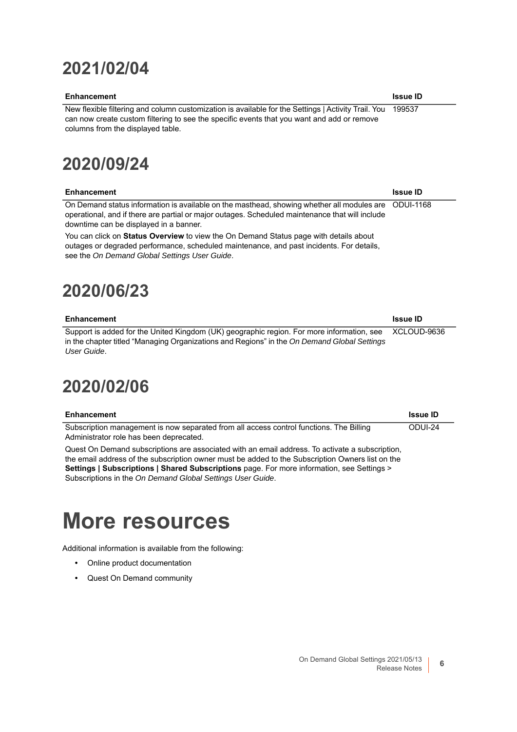## 2021/02/04

| Enhancement | Issue ID |
| --- | --- |
| New flexible filtering and column customization is available for the Settings \| Activity Trail. You can now create custom filtering to see the specific events that you want and add or remove columns from the displayed table. | 199537 |

## 2020/09/24

| Enhancement | Issue ID |
| --- | --- |
| On Demand status information is available on the masthead, showing whether all modules are operational, and if there are partial or major outages. Scheduled maintenance that will include downtime can be displayed in a banner.<br><br>You can click on **Status Overview** to view the On Demand Status page with details about outages or degraded performance, scheduled maintenance, and past incidents. For details, see the *On Demand Global Settings User Guide*. | ODUI-1168 |

## 2020/06/23

| Enhancement | Issue ID |
| --- | --- |
| Support is added for the United Kingdom (UK) geographic region. For more information, see in the chapter titled "Managing Organizations and Regions" in the *On Demand Global Settings User Guide*. | XCLOUD-9636 |

## 2020/02/06

| Enhancement | Issue ID |
| --- | --- |
| Subscription management is now separated from all access control functions. The Billing Administrator role has been deprecated.<br><br>Quest On Demand subscriptions are associated with an email address. To activate a subscription, the email address of the subscription owner must be added to the Subscription Owners list on the **Settings \| Subscriptions \| Shared Subscriptions** page. For more information, see Settings > Subscriptions in the *On Demand Global Settings User Guide*. | ODUI-24 |

# More resources

Additional information is available from the following:

- Online product documentation
- Quest On Demand community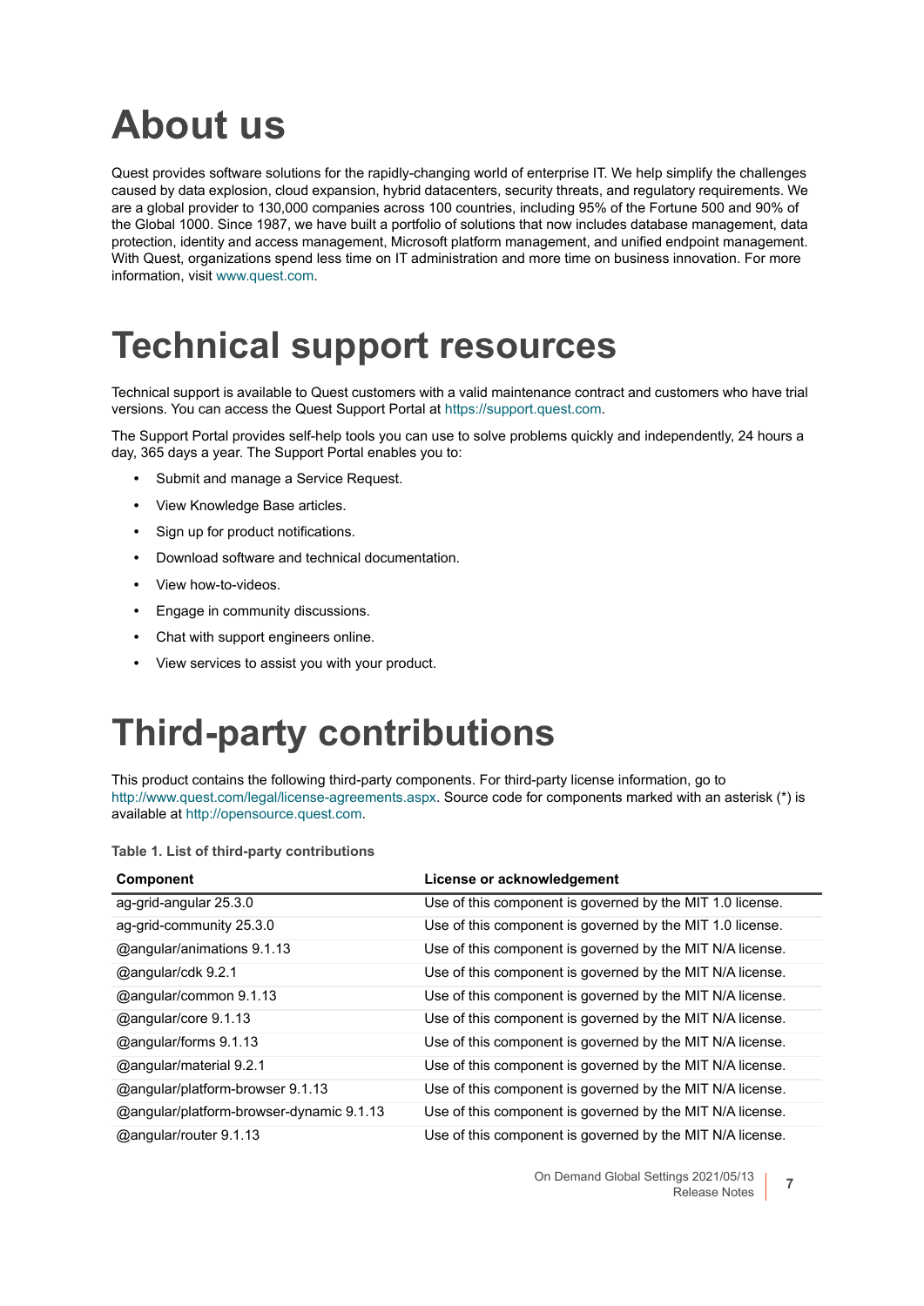# About us

Quest provides software solutions for the rapidly-changing world of enterprise IT. We help simplify the challenges caused by data explosion, cloud expansion, hybrid datacenters, security threats, and regulatory requirements. We are a global provider to 130,000 companies across 100 countries, including 95% of the Fortune 500 and 90% of the Global 1000. Since 1987, we have built a portfolio of solutions that now includes database management, data protection, identity and access management, Microsoft platform management, and unified endpoint management. With Quest, organizations spend less time on IT administration and more time on business innovation. For more information, visit www.quest.com.

# Technical support resources

Technical support is available to Quest customers with a valid maintenance contract and customers who have trial versions. You can access the Quest Support Portal at https://support.quest.com.

The Support Portal provides self-help tools you can use to solve problems quickly and independently, 24 hours a day, 365 days a year. The Support Portal enables you to:

- Submit and manage a Service Request.
- View Knowledge Base articles.
- Sign up for product notifications.
- Download software and technical documentation.
- View how-to-videos.
- Engage in community discussions.
- Chat with support engineers online.
- View services to assist you with your product.

# Third-party contributions

This product contains the following third-party components. For third-party license information, go to http://www.quest.com/legal/license-agreements.aspx. Source code for components marked with an asterisk (*) is available at http://opensource.quest.com.

**Table 1. List of third-party contributions**

| Component | License or acknowledgement |
|---|---|
| ag-grid-angular 25.3.0 | Use of this component is governed by the MIT 1.0 license. |
| ag-grid-community 25.3.0 | Use of this component is governed by the MIT 1.0 license. |
| @angular/animations 9.1.13 | Use of this component is governed by the MIT N/A license. |
| @angular/cdk 9.2.1 | Use of this component is governed by the MIT N/A license. |
| @angular/common 9.1.13 | Use of this component is governed by the MIT N/A license. |
| @angular/core 9.1.13 | Use of this component is governed by the MIT N/A license. |
| @angular/forms 9.1.13 | Use of this component is governed by the MIT N/A license. |
| @angular/material 9.2.1 | Use of this component is governed by the MIT N/A license. |
| @angular/platform-browser 9.1.13 | Use of this component is governed by the MIT N/A license. |
| @angular/platform-browser-dynamic 9.1.13 | Use of this component is governed by the MIT N/A license. |
| @angular/router 9.1.13 | Use of this component is governed by the MIT N/A license. |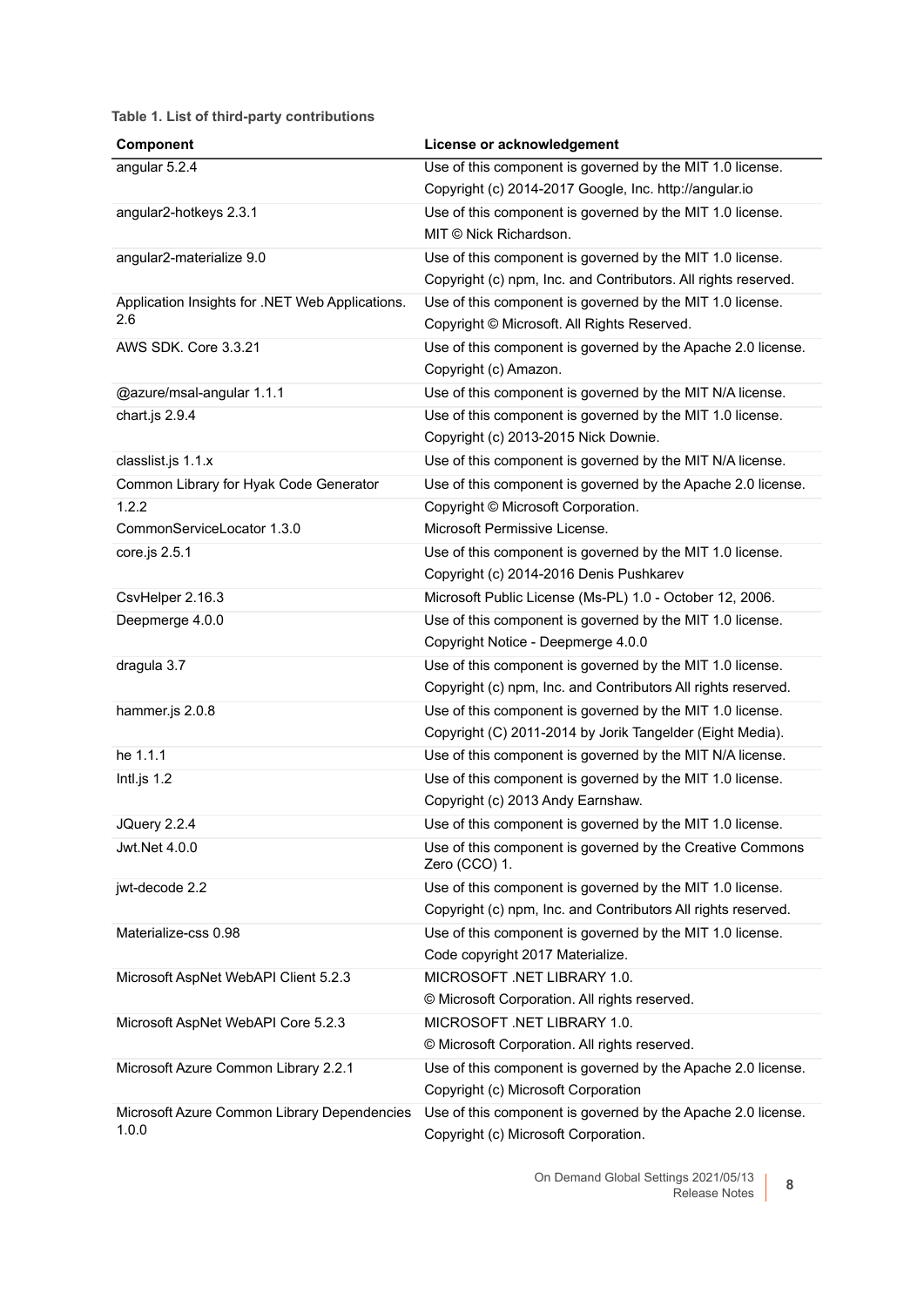**Table 1. List of third-party contributions**

| Component | License or acknowledgement |
|---|---|
| angular 5.2.4 | Use of this component is governed by the MIT 1.0 license.<br>Copyright (c) 2014-2017 Google, Inc. http://angular.io |
| angular2-hotkeys 2.3.1 | Use of this component is governed by the MIT 1.0 license.<br>MIT © Nick Richardson. |
| angular2-materialize 9.0 | Use of this component is governed by the MIT 1.0 license.<br>Copyright (c) npm, Inc. and Contributors. All rights reserved. |
| Application Insights for .NET Web Applications. 2.6 | Use of this component is governed by the MIT 1.0 license.<br>Copyright © Microsoft. All Rights Reserved. |
| AWS SDK. Core 3.3.21 | Use of this component is governed by the Apache 2.0 license.<br>Copyright (c) Amazon. |
| @azure/msal-angular 1.1.1 | Use of this component is governed by the MIT N/A license. |
| chart.js 2.9.4 | Use of this component is governed by the MIT 1.0 license.<br>Copyright (c) 2013-2015 Nick Downie. |
| classlist.js 1.1.x | Use of this component is governed by the MIT N/A license. |
| Common Library for Hyak Code Generator 1.2.2 | Use of this component is governed by the Apache 2.0 license.<br>Copyright © Microsoft Corporation. |
| CommonServiceLocator 1.3.0 | Microsoft Permissive License. |
| core.js 2.5.1 | Use of this component is governed by the MIT 1.0 license.<br>Copyright (c) 2014-2016 Denis Pushkarev |
| CsvHelper 2.16.3 | Microsoft Public License (Ms-PL) 1.0 - October 12, 2006. |
| Deepmerge 4.0.0 | Use of this component is governed by the MIT 1.0 license.<br>Copyright Notice - Deepmerge 4.0.0 |
| dragula 3.7 | Use of this component is governed by the MIT 1.0 license.<br>Copyright (c) npm, Inc. and Contributors All rights reserved. |
| hammer.js 2.0.8 | Use of this component is governed by the MIT 1.0 license.<br>Copyright (C) 2011-2014 by Jorik Tangelder (Eight Media). |
| he 1.1.1 | Use of this component is governed by the MIT N/A license. |
| Intl.js 1.2 | Use of this component is governed by the MIT 1.0 license.<br>Copyright (c) 2013 Andy Earnshaw. |
| JQuery 2.2.4 | Use of this component is governed by the MIT 1.0 license. |
| Jwt.Net 4.0.0 | Use of this component is governed by the Creative Commons Zero (CCO) 1. |
| jwt-decode 2.2 | Use of this component is governed by the MIT 1.0 license.<br>Copyright (c) npm, Inc. and Contributors All rights reserved. |
| Materialize-css 0.98 | Use of this component is governed by the MIT 1.0 license.<br>Code copyright 2017 Materialize. |
| Microsoft AspNet WebAPI Client 5.2.3 | MICROSOFT .NET LIBRARY 1.0.<br>© Microsoft Corporation. All rights reserved. |
| Microsoft AspNet WebAPI Core 5.2.3 | MICROSOFT .NET LIBRARY 1.0.<br>© Microsoft Corporation. All rights reserved. |
| Microsoft Azure Common Library 2.2.1 | Use of this component is governed by the Apache 2.0 license.<br>Copyright (c) Microsoft Corporation |
| Microsoft Azure Common Library Dependencies 1.0.0 | Use of this component is governed by the Apache 2.0 license.<br>Copyright (c) Microsoft Corporation. |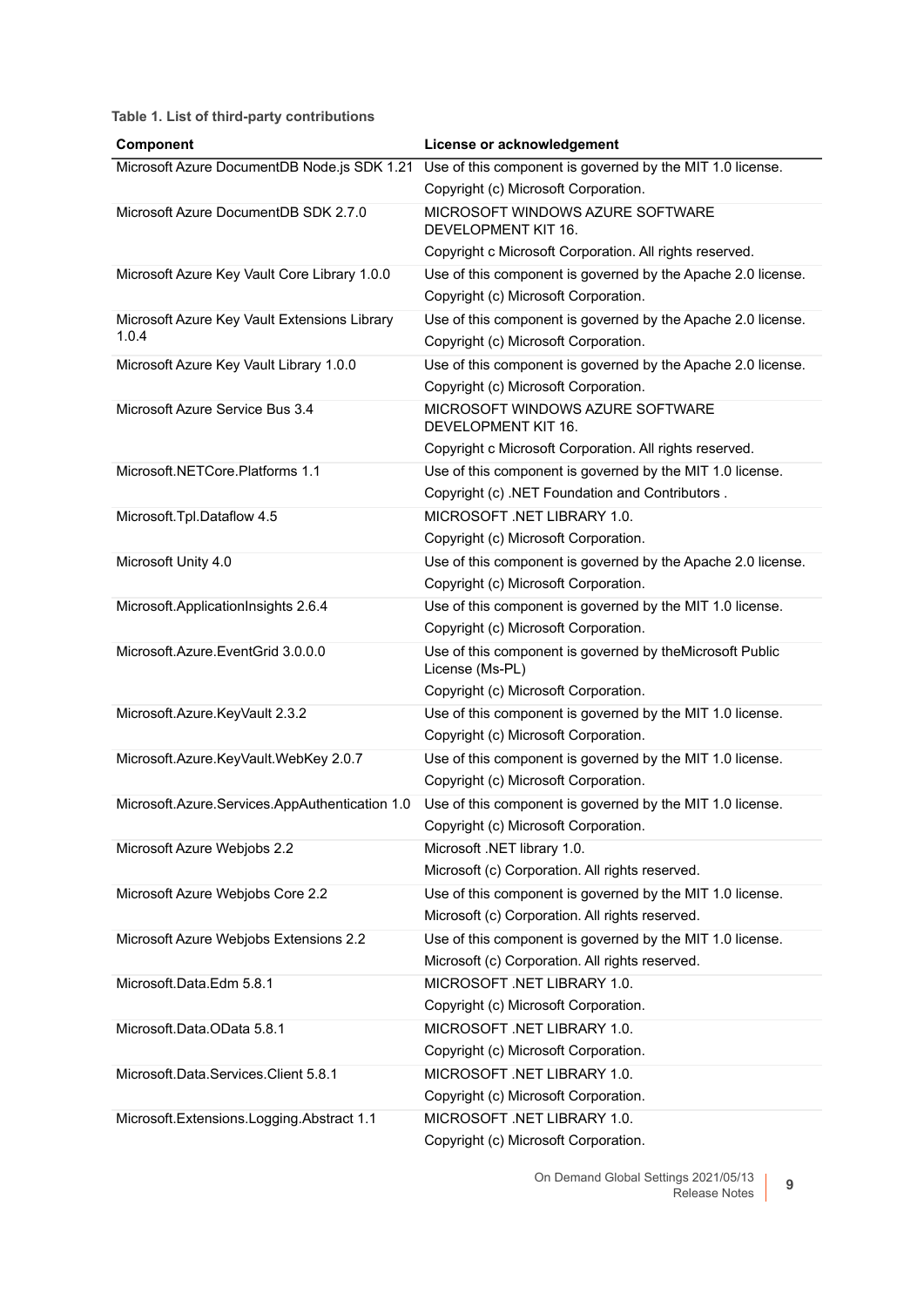**Table 1. List of third-party contributions**

| Component | License or acknowledgement |
|---|---|
| Microsoft Azure DocumentDB Node.js SDK 1.21 | Use of this component is governed by the MIT 1.0 license.<br>Copyright (c) Microsoft Corporation. |
| Microsoft Azure DocumentDB SDK 2.7.0 | MICROSOFT WINDOWS AZURE SOFTWARE DEVELOPMENT KIT 16.<br>Copyright c Microsoft Corporation. All rights reserved. |
| Microsoft Azure Key Vault Core Library 1.0.0 | Use of this component is governed by the Apache 2.0 license.<br>Copyright (c) Microsoft Corporation. |
| Microsoft Azure Key Vault Extensions Library 1.0.4 | Use of this component is governed by the Apache 2.0 license.<br>Copyright (c) Microsoft Corporation. |
| Microsoft Azure Key Vault Library 1.0.0 | Use of this component is governed by the Apache 2.0 license.<br>Copyright (c) Microsoft Corporation. |
| Microsoft Azure Service Bus 3.4 | MICROSOFT WINDOWS AZURE SOFTWARE DEVELOPMENT KIT 16.<br>Copyright c Microsoft Corporation. All rights reserved. |
| Microsoft.NETCore.Platforms 1.1 | Use of this component is governed by the MIT 1.0 license.<br>Copyright (c) .NET Foundation and Contributors . |
| Microsoft.Tpl.Dataflow 4.5 | MICROSOFT .NET LIBRARY 1.0.<br>Copyright (c) Microsoft Corporation. |
| Microsoft Unity 4.0 | Use of this component is governed by the Apache 2.0 license.<br>Copyright (c) Microsoft Corporation. |
| Microsoft.ApplicationInsights 2.6.4 | Use of this component is governed by the MIT 1.0 license.<br>Copyright (c) Microsoft Corporation. |
| Microsoft.Azure.EventGrid 3.0.0.0 | Use of this component is governed by theMicrosoft Public License (Ms-PL)<br>Copyright (c) Microsoft Corporation. |
| Microsoft.Azure.KeyVault 2.3.2 | Use of this component is governed by the MIT 1.0 license.<br>Copyright (c) Microsoft Corporation. |
| Microsoft.Azure.KeyVault.WebKey 2.0.7 | Use of this component is governed by the MIT 1.0 license.<br>Copyright (c) Microsoft Corporation. |
| Microsoft.Azure.Services.AppAuthentication 1.0 | Use of this component is governed by the MIT 1.0 license.<br>Copyright (c) Microsoft Corporation. |
| Microsoft Azure Webjobs 2.2 | Microsoft .NET library 1.0.<br>Microsoft (c) Corporation. All rights reserved. |
| Microsoft Azure Webjobs Core 2.2 | Use of this component is governed by the MIT 1.0 license.<br>Microsoft (c) Corporation. All rights reserved. |
| Microsoft Azure Webjobs Extensions 2.2 | Use of this component is governed by the MIT 1.0 license.<br>Microsoft (c) Corporation. All rights reserved. |
| Microsoft.Data.Edm 5.8.1 | MICROSOFT .NET LIBRARY 1.0.<br>Copyright (c) Microsoft Corporation. |
| Microsoft.Data.OData 5.8.1 | MICROSOFT .NET LIBRARY 1.0.<br>Copyright (c) Microsoft Corporation. |
| Microsoft.Data.Services.Client 5.8.1 | MICROSOFT .NET LIBRARY 1.0.<br>Copyright (c) Microsoft Corporation. |
| Microsoft.Extensions.Logging.Abstract 1.1 | MICROSOFT .NET LIBRARY 1.0.<br>Copyright (c) Microsoft Corporation. |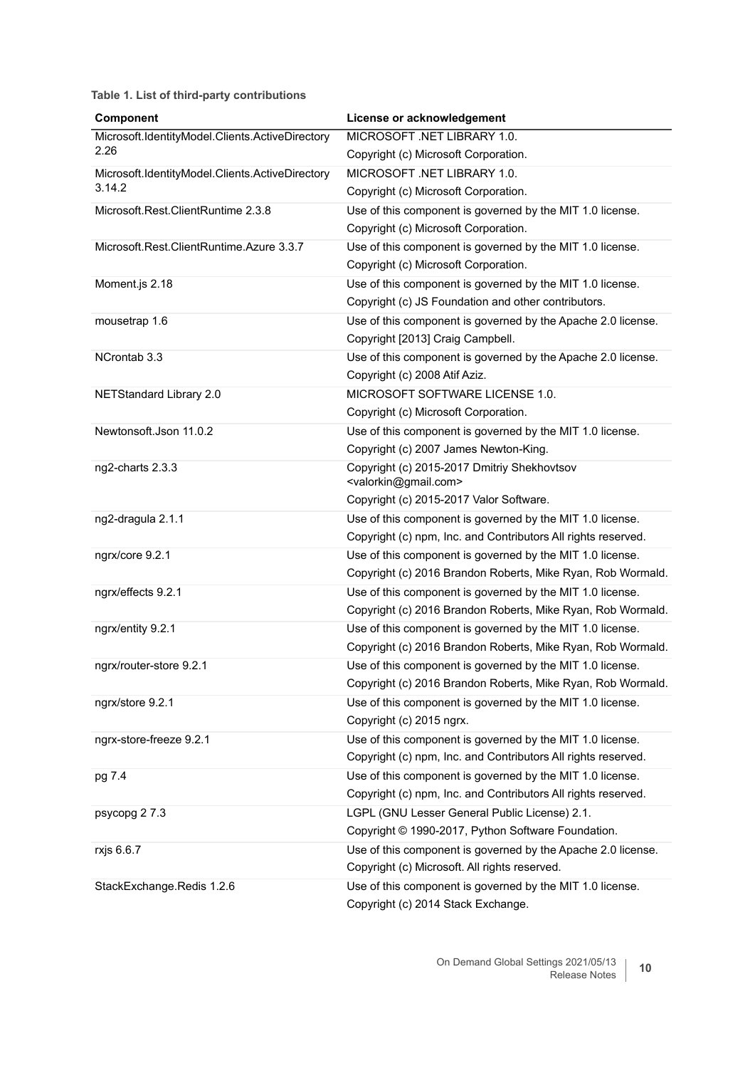**Table 1. List of third-party contributions**

| Component | License or acknowledgement |
|---|---|
| Microsoft.IdentityModel.Clients.ActiveDirectory 2.26 | MICROSOFT .NET LIBRARY 1.0.<br>Copyright (c) Microsoft Corporation. |
| Microsoft.IdentityModel.Clients.ActiveDirectory 3.14.2 | MICROSOFT .NET LIBRARY 1.0.<br>Copyright (c) Microsoft Corporation. |
| Microsoft.Rest.ClientRuntime 2.3.8 | Use of this component is governed by the MIT 1.0 license.<br>Copyright (c) Microsoft Corporation. |
| Microsoft.Rest.ClientRuntime.Azure 3.3.7 | Use of this component is governed by the MIT 1.0 license.<br>Copyright (c) Microsoft Corporation. |
| Moment.js 2.18 | Use of this component is governed by the MIT 1.0 license.<br>Copyright (c) JS Foundation and other contributors. |
| mousetrap 1.6 | Use of this component is governed by the Apache 2.0 license.<br>Copyright [2013] Craig Campbell. |
| NCrontab 3.3 | Use of this component is governed by the Apache 2.0 license.<br>Copyright (c) 2008 Atif Aziz. |
| NETStandard Library 2.0 | MICROSOFT SOFTWARE LICENSE 1.0.<br>Copyright (c) Microsoft Corporation. |
| Newtonsoft.Json 11.0.2 | Use of this component is governed by the MIT 1.0 license.<br>Copyright (c) 2007 James Newton-King. |
| ng2-charts 2.3.3 | Copyright (c) 2015-2017 Dmitriy Shekhovtsov <valorkin@gmail.com><br>Copyright (c) 2015-2017 Valor Software. |
| ng2-dragula 2.1.1 | Use of this component is governed by the MIT 1.0 license.<br>Copyright (c) npm, Inc. and Contributors All rights reserved. |
| ngrx/core 9.2.1 | Use of this component is governed by the MIT 1.0 license.<br>Copyright (c) 2016 Brandon Roberts, Mike Ryan, Rob Wormald. |
| ngrx/effects 9.2.1 | Use of this component is governed by the MIT 1.0 license.<br>Copyright (c) 2016 Brandon Roberts, Mike Ryan, Rob Wormald. |
| ngrx/entity 9.2.1 | Use of this component is governed by the MIT 1.0 license.<br>Copyright (c) 2016 Brandon Roberts, Mike Ryan, Rob Wormald. |
| ngrx/router-store 9.2.1 | Use of this component is governed by the MIT 1.0 license.<br>Copyright (c) 2016 Brandon Roberts, Mike Ryan, Rob Wormald. |
| ngrx/store 9.2.1 | Use of this component is governed by the MIT 1.0 license.<br>Copyright (c) 2015 ngrx. |
| ngrx-store-freeze 9.2.1 | Use of this component is governed by the MIT 1.0 license.<br>Copyright (c) npm, Inc. and Contributors All rights reserved. |
| pg 7.4 | Use of this component is governed by the MIT 1.0 license.<br>Copyright (c) npm, Inc. and Contributors All rights reserved. |
| psycopg 2 7.3 | LGPL (GNU Lesser General Public License) 2.1.<br>Copyright © 1990-2017, Python Software Foundation. |
| rxjs 6.6.7 | Use of this component is governed by the Apache 2.0 license.<br>Copyright (c) Microsoft. All rights reserved. |
| StackExchange.Redis 1.2.6 | Use of this component is governed by the MIT 1.0 license.<br>Copyright (c) 2014 Stack Exchange. |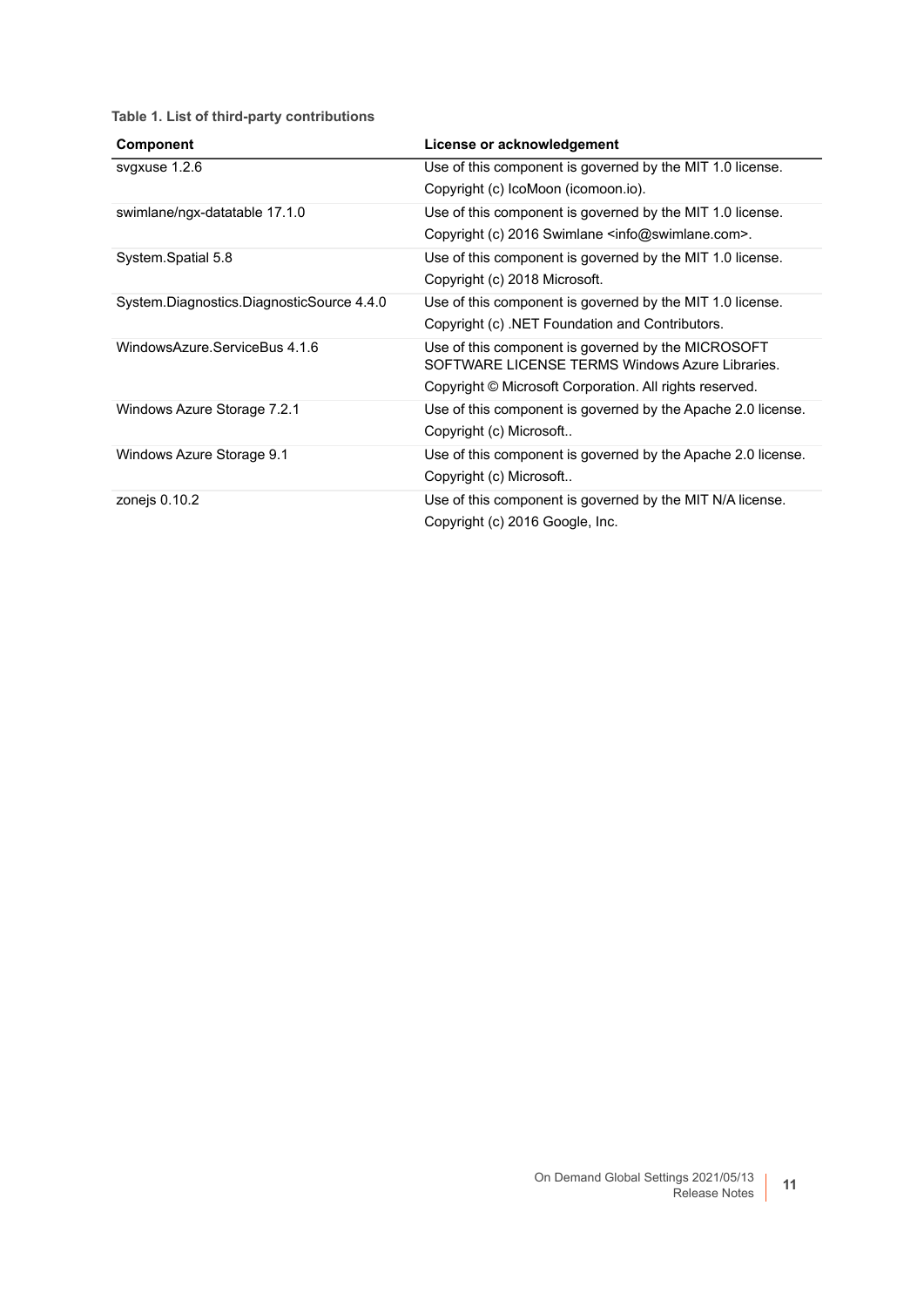**Table 1. List of third-party contributions**

| Component | License or acknowledgement |
|---|---|
| svgxuse 1.2.6 | Use of this component is governed by the MIT 1.0 license.<br>Copyright (c) IcoMoon (icomoon.io). |
| swimlane/ngx-datatable 17.1.0 | Use of this component is governed by the MIT 1.0 license.<br>Copyright (c) 2016 Swimlane <info@swimlane.com>. |
| System.Spatial 5.8 | Use of this component is governed by the MIT 1.0 license.<br>Copyright (c) 2018 Microsoft. |
| System.Diagnostics.DiagnosticSource 4.4.0 | Use of this component is governed by the MIT 1.0 license.<br>Copyright (c) .NET Foundation and Contributors. |
| WindowsAzure.ServiceBus 4.1.6 | Use of this component is governed by the MICROSOFT SOFTWARE LICENSE TERMS Windows Azure Libraries.<br>Copyright © Microsoft Corporation. All rights reserved. |
| Windows Azure Storage 7.2.1 | Use of this component is governed by the Apache 2.0 license.<br>Copyright (c) Microsoft.. |
| Windows Azure Storage 9.1 | Use of this component is governed by the Apache 2.0 license.<br>Copyright (c) Microsoft.. |
| zonejs 0.10.2 | Use of this component is governed by the MIT N/A license.<br>Copyright (c) 2016 Google, Inc. |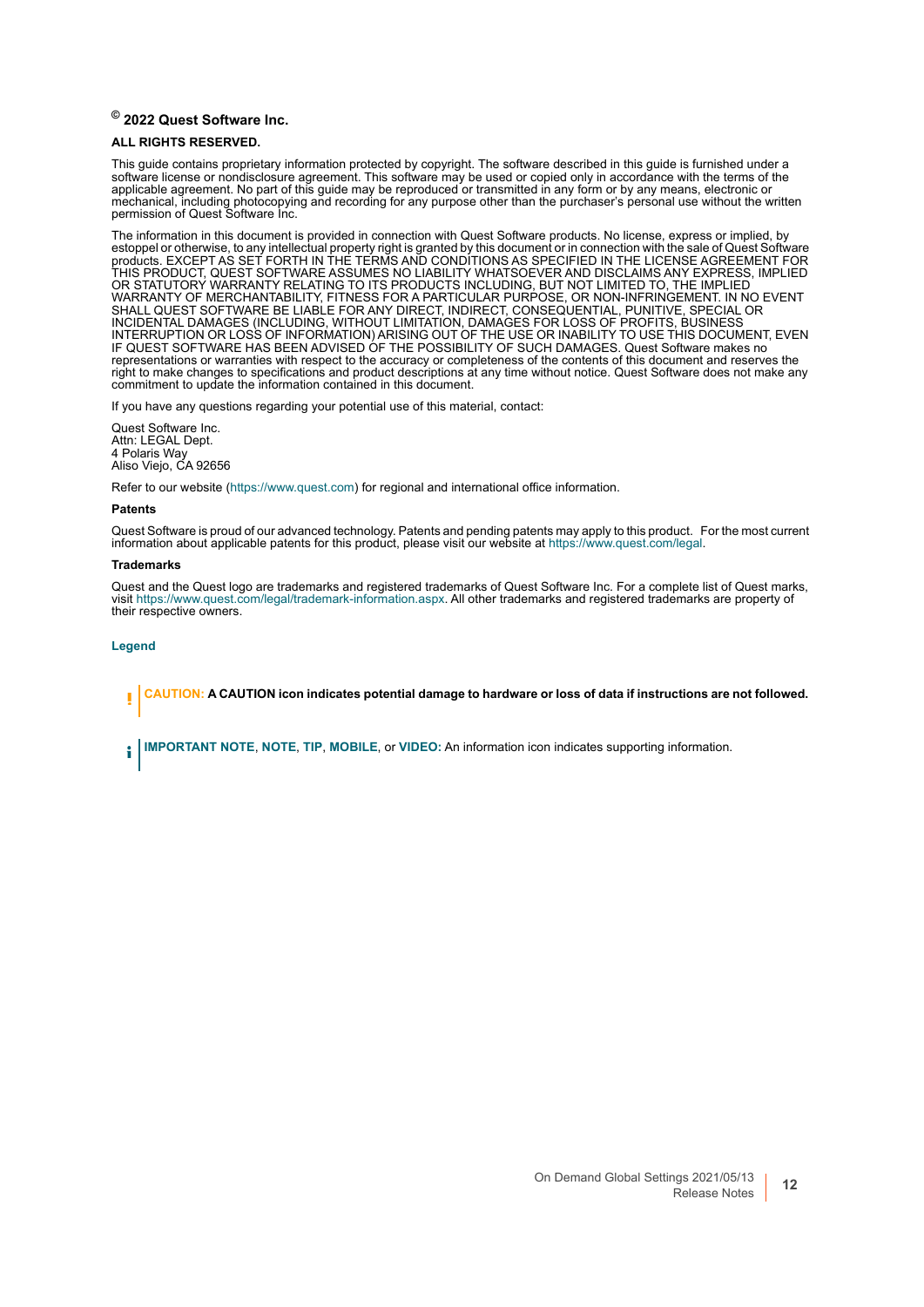**© 2022 Quest Software Inc.**

**ALL RIGHTS RESERVED.**

This guide contains proprietary information protected by copyright. The software described in this guide is furnished under a software license or nondisclosure agreement. This software may be used or copied only in accordance with the terms of the applicable agreement. No part of this guide may be reproduced or transmitted in any form or by any means, electronic or mechanical, including photocopying and recording for any purpose other than the purchaser's personal use without the written permission of Quest Software Inc.

The information in this document is provided in connection with Quest Software products. No license, express or implied, by estoppel or otherwise, to any intellectual property right is granted by this document or in connection with the sale of Quest Software products. EXCEPT AS SET FORTH IN THE TERMS AND CONDITIONS AS SPECIFIED IN THE LICENSE AGREEMENT FOR THIS PRODUCT, QUEST SOFTWARE ASSUMES NO LIABILITY WHATSOEVER AND DISCLAIMS ANY EXPRESS, IMPLIED OR STATUTORY WARRANTY RELATING TO ITS PRODUCTS INCLUDING, BUT NOT LIMITED TO, THE IMPLIED WARRANTY OF MERCHANTABILITY, FITNESS FOR A PARTICULAR PURPOSE, OR NON-INFRINGEMENT. IN NO EVENT SHALL QUEST SOFTWARE BE LIABLE FOR ANY DIRECT, INDIRECT, CONSEQUENTIAL, PUNITIVE, SPECIAL OR INCIDENTAL DAMAGES (INCLUDING, WITHOUT LIMITATION, DAMAGES FOR LOSS OF PROFITS, BUSINESS INTERRUPTION OR LOSS OF INFORMATION) ARISING OUT OF THE USE OR INABILITY TO USE THIS DOCUMENT, EVEN IF QUEST SOFTWARE HAS BEEN ADVISED OF THE POSSIBILITY OF SUCH DAMAGES. Quest Software makes no representations or warranties with respect to the accuracy or completeness of the contents of this document and reserves the right to make changes to specifications and product descriptions at any time without notice. Quest Software does not make any commitment to update the information contained in this document.

If you have any questions regarding your potential use of this material, contact:

Quest Software Inc.
Attn: LEGAL Dept.
4 Polaris Way
Aliso Viejo, CA 92656

Refer to our website (https://www.quest.com) for regional and international office information.

**Patents**

Quest Software is proud of our advanced technology. Patents and pending patents may apply to this product. For the most current information about applicable patents for this product, please visit our website at https://www.quest.com/legal.

**Trademarks**

Quest and the Quest logo are trademarks and registered trademarks of Quest Software Inc. For a complete list of Quest marks, visit https://www.quest.com/legal/trademark-information.aspx. All other trademarks and registered trademarks are property of their respective owners.

**Legend**

**CAUTION: A CAUTION icon indicates potential damage to hardware or loss of data if instructions are not followed.**

**IMPORTANT NOTE**, **NOTE**, **TIP**, **MOBILE**, or **VIDEO:** An information icon indicates supporting information.